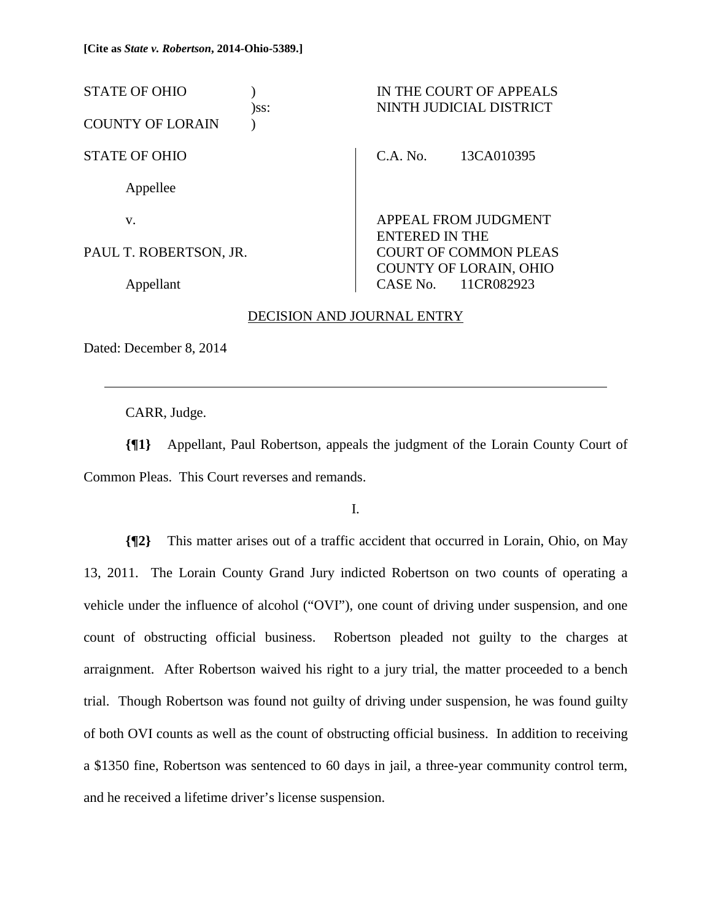**[Cite as *State v. Robertson*, 2014-Ohio-5389.]**

| | | |
|---|---|---|
| STATE OF OHIO<br>COUNTY OF LORAIN | )<br>)ss:<br>) | IN THE COURT OF APPEALS<br>NINTH JUDICIAL DISTRICT |

| | |
|---|---|
| STATE OF OHIO<br><br>Appellee<br><br>v.<br><br>PAUL T. ROBERTSON, JR.<br><br>Appellant | C.A. No. 13CA010395<br><br><br><br>APPEAL FROM JUDGMENT<br>ENTERED IN THE<br>COURT OF COMMON PLEAS<br>COUNTY OF LORAIN, OHIO<br>CASE No. 11CR082923 |

DECISION AND JOURNAL ENTRY

Dated: December 8, 2014

---

CARR, Judge.

**{¶1}** Appellant, Paul Robertson, appeals the judgment of the Lorain County Court of Common Pleas. This Court reverses and remands.

I.

**{¶2}** This matter arises out of a traffic accident that occurred in Lorain, Ohio, on May 13, 2011. The Lorain County Grand Jury indicted Robertson on two counts of operating a vehicle under the influence of alcohol ("OVI"), one count of driving under suspension, and one count of obstructing official business. Robertson pleaded not guilty to the charges at arraignment. After Robertson waived his right to a jury trial, the matter proceeded to a bench trial. Though Robertson was found not guilty of driving under suspension, he was found guilty of both OVI counts as well as the count of obstructing official business. In addition to receiving a $1350 fine, Robertson was sentenced to 60 days in jail, a three-year community control term, and he received a lifetime driver's license suspension.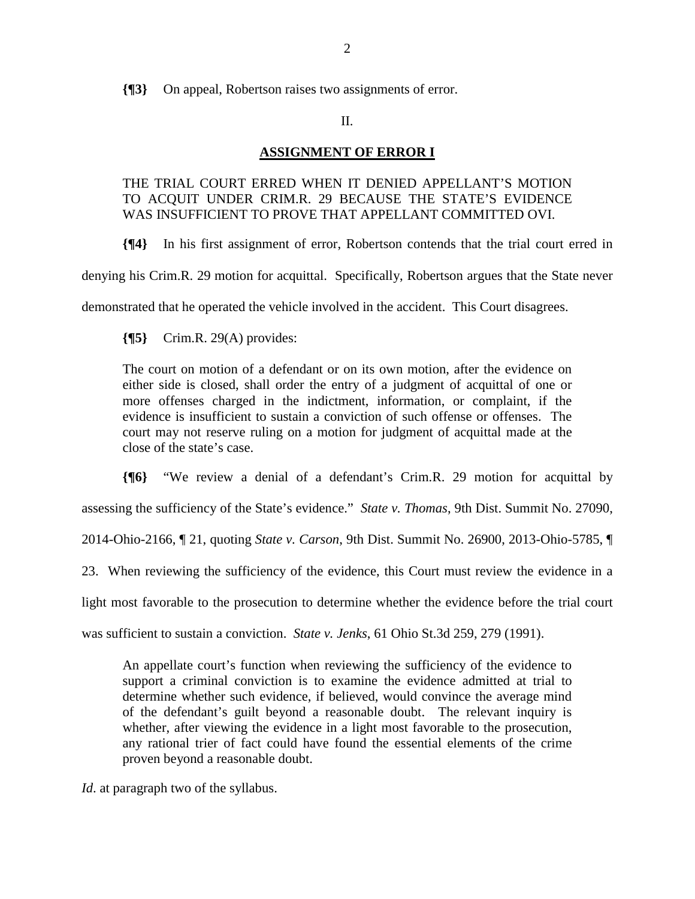**{¶3}** On appeal, Robertson raises two assignments of error.

II.

**ASSIGNMENT OF ERROR I**

> THE TRIAL COURT ERRED WHEN IT DENIED APPELLANT'S MOTION TO ACQUIT UNDER CRIM.R. 29 BECAUSE THE STATE'S EVIDENCE WAS INSUFFICIENT TO PROVE THAT APPELLANT COMMITTED OVI.

**{¶4}** In his first assignment of error, Robertson contends that the trial court erred in denying his Crim.R. 29 motion for acquittal. Specifically, Robertson argues that the State never demonstrated that he operated the vehicle involved in the accident. This Court disagrees.

**{¶5}** Crim.R. 29(A) provides:

> The court on motion of a defendant or on its own motion, after the evidence on either side is closed, shall order the entry of a judgment of acquittal of one or more offenses charged in the indictment, information, or complaint, if the evidence is insufficient to sustain a conviction of such offense or offenses. The court may not reserve ruling on a motion for judgment of acquittal made at the close of the state's case.

**{¶6}** "We review a denial of a defendant's Crim.R. 29 motion for acquittal by assessing the sufficiency of the State's evidence." *State v. Thomas*, 9th Dist. Summit No. 27090, 2014-Ohio-2166, ¶ 21, quoting *State v. Carson*, 9th Dist. Summit No. 26900, 2013-Ohio-5785, ¶ 23. When reviewing the sufficiency of the evidence, this Court must review the evidence in a light most favorable to the prosecution to determine whether the evidence before the trial court was sufficient to sustain a conviction. *State v. Jenks*, 61 Ohio St.3d 259, 279 (1991).

> An appellate court's function when reviewing the sufficiency of the evidence to support a criminal conviction is to examine the evidence admitted at trial to determine whether such evidence, if believed, would convince the average mind of the defendant's guilt beyond a reasonable doubt. The relevant inquiry is whether, after viewing the evidence in a light most favorable to the prosecution, any rational trier of fact could have found the essential elements of the crime proven beyond a reasonable doubt.

*Id*. at paragraph two of the syllabus.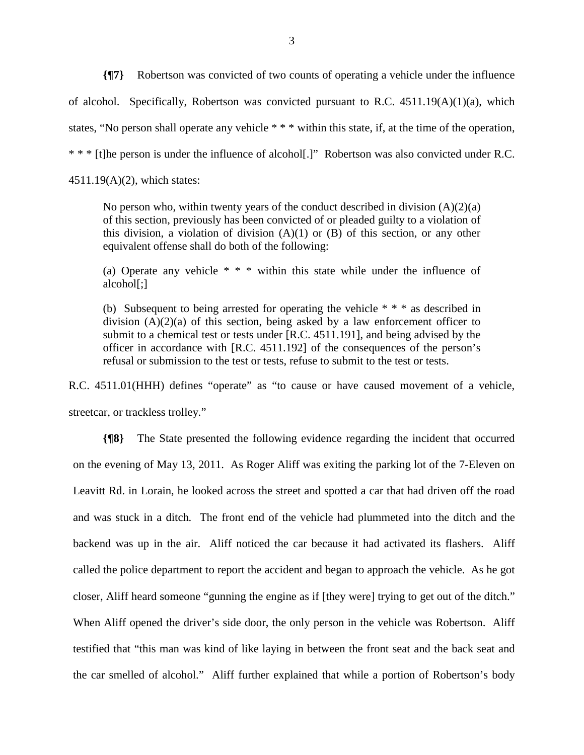**{¶7}** Robertson was convicted of two counts of operating a vehicle under the influence of alcohol. Specifically, Robertson was convicted pursuant to R.C. 4511.19(A)(1)(a), which states, "No person shall operate any vehicle * * * within this state, if, at the time of the operation, * * * [t]he person is under the influence of alcohol[.]" Robertson was also convicted under R.C. 4511.19(A)(2), which states:

> No person who, within twenty years of the conduct described in division (A)(2)(a) of this section, previously has been convicted of or pleaded guilty to a violation of this division, a violation of division (A)(1) or (B) of this section, or any other equivalent offense shall do both of the following:
>
> (a) Operate any vehicle * * * within this state while under the influence of alcohol[;]
>
> (b) Subsequent to being arrested for operating the vehicle * * * as described in division (A)(2)(a) of this section, being asked by a law enforcement officer to submit to a chemical test or tests under [R.C. 4511.191], and being advised by the officer in accordance with [R.C. 4511.192] of the consequences of the person's refusal or submission to the test or tests, refuse to submit to the test or tests.

R.C. 4511.01(HHH) defines "operate" as "to cause or have caused movement of a vehicle, streetcar, or trackless trolley."

**{¶8}** The State presented the following evidence regarding the incident that occurred on the evening of May 13, 2011. As Roger Aliff was exiting the parking lot of the 7-Eleven on Leavitt Rd. in Lorain, he looked across the street and spotted a car that had driven off the road and was stuck in a ditch. The front end of the vehicle had plummeted into the ditch and the backend was up in the air. Aliff noticed the car because it had activated its flashers. Aliff called the police department to report the accident and began to approach the vehicle. As he got closer, Aliff heard someone "gunning the engine as if [they were] trying to get out of the ditch." When Aliff opened the driver's side door, the only person in the vehicle was Robertson. Aliff testified that "this man was kind of like laying in between the front seat and the back seat and the car smelled of alcohol." Aliff further explained that while a portion of Robertson's body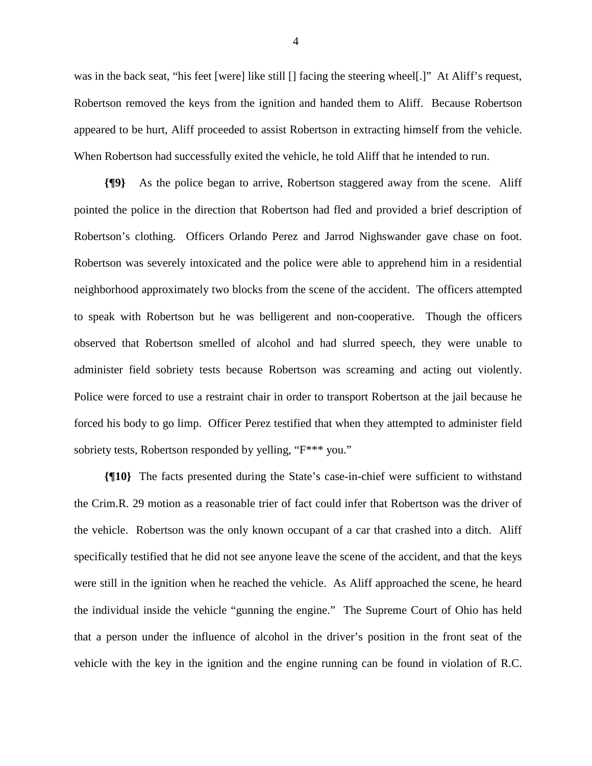was in the back seat, "his feet [were] like still [] facing the steering wheel[.]" At Aliff's request, Robertson removed the keys from the ignition and handed them to Aliff. Because Robertson appeared to be hurt, Aliff proceeded to assist Robertson in extracting himself from the vehicle. When Robertson had successfully exited the vehicle, he told Aliff that he intended to run.

**{¶9}** As the police began to arrive, Robertson staggered away from the scene. Aliff pointed the police in the direction that Robertson had fled and provided a brief description of Robertson's clothing. Officers Orlando Perez and Jarrod Nighswander gave chase on foot. Robertson was severely intoxicated and the police were able to apprehend him in a residential neighborhood approximately two blocks from the scene of the accident. The officers attempted to speak with Robertson but he was belligerent and non-cooperative. Though the officers observed that Robertson smelled of alcohol and had slurred speech, they were unable to administer field sobriety tests because Robertson was screaming and acting out violently. Police were forced to use a restraint chair in order to transport Robertson at the jail because he forced his body to go limp. Officer Perez testified that when they attempted to administer field sobriety tests, Robertson responded by yelling, "F*** you."

**{¶10}** The facts presented during the State's case-in-chief were sufficient to withstand the Crim.R. 29 motion as a reasonable trier of fact could infer that Robertson was the driver of the vehicle. Robertson was the only known occupant of a car that crashed into a ditch. Aliff specifically testified that he did not see anyone leave the scene of the accident, and that the keys were still in the ignition when he reached the vehicle. As Aliff approached the scene, he heard the individual inside the vehicle "gunning the engine." The Supreme Court of Ohio has held that a person under the influence of alcohol in the driver's position in the front seat of the vehicle with the key in the ignition and the engine running can be found in violation of R.C.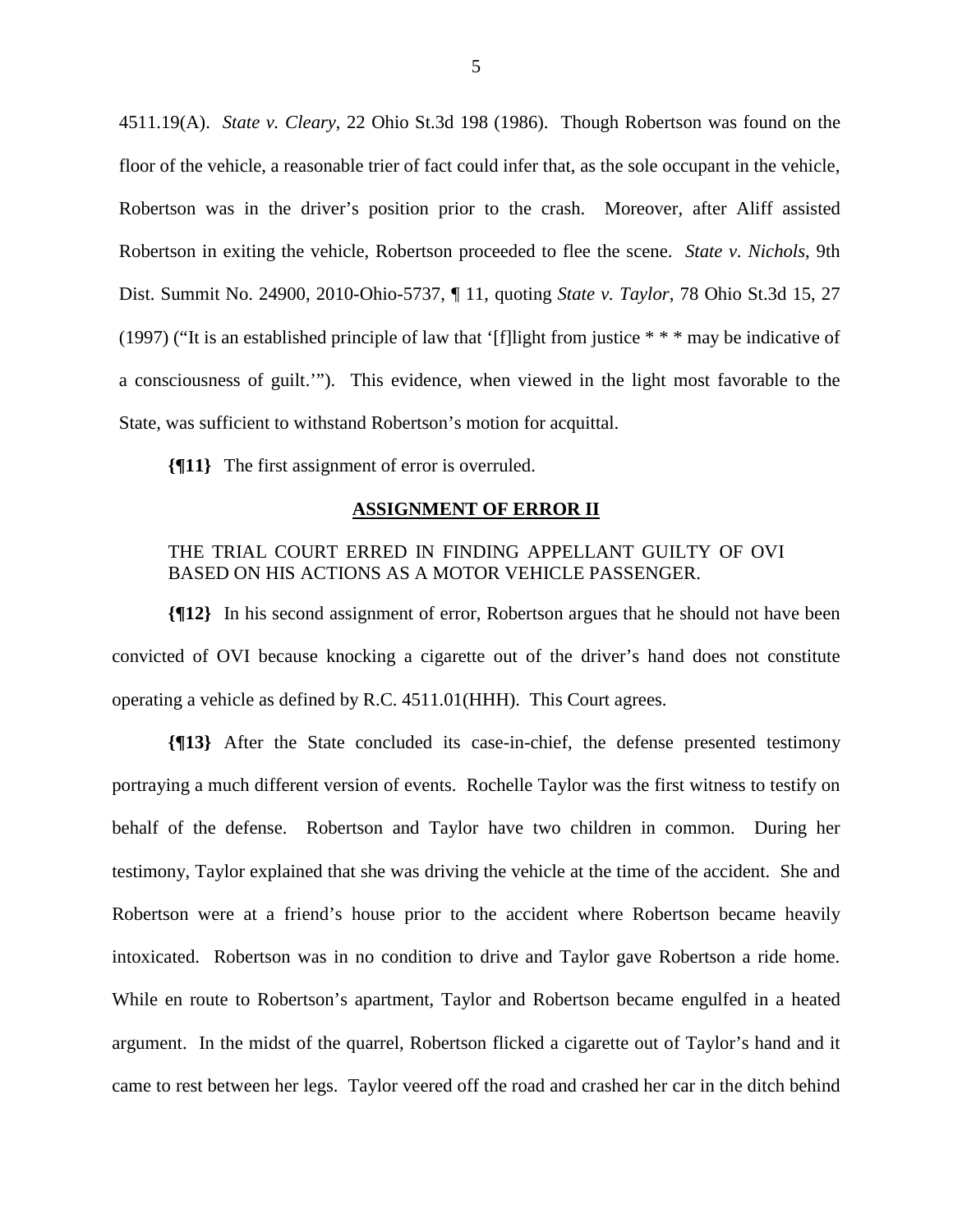4511.19(A). *State v. Cleary*, 22 Ohio St.3d 198 (1986). Though Robertson was found on the floor of the vehicle, a reasonable trier of fact could infer that, as the sole occupant in the vehicle, Robertson was in the driver's position prior to the crash. Moreover, after Aliff assisted Robertson in exiting the vehicle, Robertson proceeded to flee the scene. *State v. Nichols*, 9th Dist. Summit No. 24900, 2010-Ohio-5737, ¶ 11, quoting *State v. Taylor*, 78 Ohio St.3d 15, 27 (1997) ("It is an established principle of law that '[f]light from justice * * * may be indicative of a consciousness of guilt.'"). This evidence, when viewed in the light most favorable to the State, was sufficient to withstand Robertson's motion for acquittal.

**{¶11}** The first assignment of error is overruled.

## ASSIGNMENT OF ERROR II

THE TRIAL COURT ERRED IN FINDING APPELLANT GUILTY OF OVI BASED ON HIS ACTIONS AS A MOTOR VEHICLE PASSENGER.

**{¶12}** In his second assignment of error, Robertson argues that he should not have been convicted of OVI because knocking a cigarette out of the driver's hand does not constitute operating a vehicle as defined by R.C. 4511.01(HHH). This Court agrees.

**{¶13}** After the State concluded its case-in-chief, the defense presented testimony portraying a much different version of events. Rochelle Taylor was the first witness to testify on behalf of the defense. Robertson and Taylor have two children in common. During her testimony, Taylor explained that she was driving the vehicle at the time of the accident. She and Robertson were at a friend's house prior to the accident where Robertson became heavily intoxicated. Robertson was in no condition to drive and Taylor gave Robertson a ride home. While en route to Robertson's apartment, Taylor and Robertson became engulfed in a heated argument. In the midst of the quarrel, Robertson flicked a cigarette out of Taylor's hand and it came to rest between her legs. Taylor veered off the road and crashed her car in the ditch behind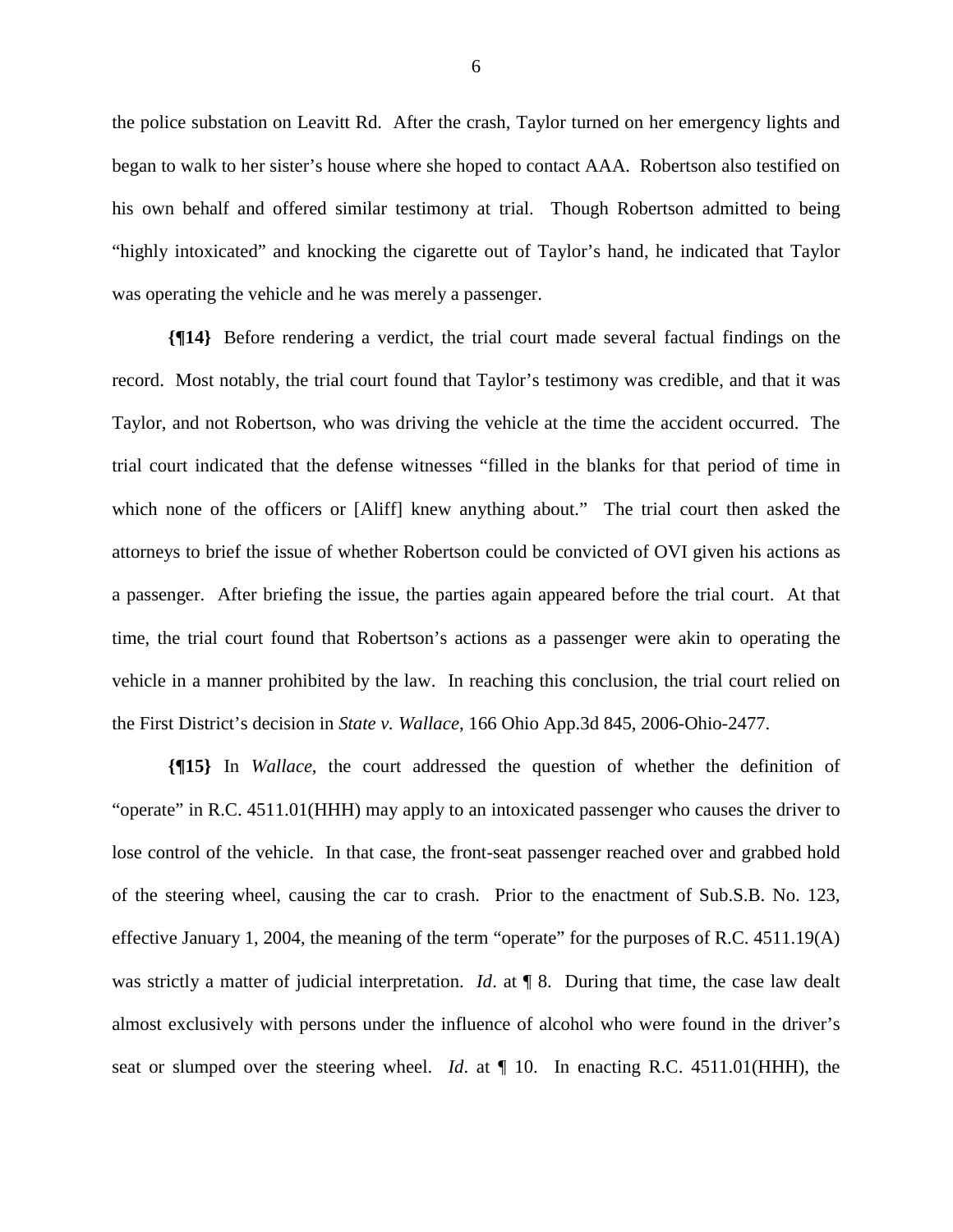the police substation on Leavitt Rd. After the crash, Taylor turned on her emergency lights and began to walk to her sister's house where she hoped to contact AAA. Robertson also testified on his own behalf and offered similar testimony at trial. Though Robertson admitted to being "highly intoxicated" and knocking the cigarette out of Taylor's hand, he indicated that Taylor was operating the vehicle and he was merely a passenger.

**{¶14}** Before rendering a verdict, the trial court made several factual findings on the record. Most notably, the trial court found that Taylor's testimony was credible, and that it was Taylor, and not Robertson, who was driving the vehicle at the time the accident occurred. The trial court indicated that the defense witnesses "filled in the blanks for that period of time in which none of the officers or [Aliff] knew anything about." The trial court then asked the attorneys to brief the issue of whether Robertson could be convicted of OVI given his actions as a passenger. After briefing the issue, the parties again appeared before the trial court. At that time, the trial court found that Robertson's actions as a passenger were akin to operating the vehicle in a manner prohibited by the law. In reaching this conclusion, the trial court relied on the First District's decision in *State v. Wallace*, 166 Ohio App.3d 845, 2006-Ohio-2477.

**{¶15}** In *Wallace*, the court addressed the question of whether the definition of "operate" in R.C. 4511.01(HHH) may apply to an intoxicated passenger who causes the driver to lose control of the vehicle. In that case, the front-seat passenger reached over and grabbed hold of the steering wheel, causing the car to crash. Prior to the enactment of Sub.S.B. No. 123, effective January 1, 2004, the meaning of the term "operate" for the purposes of R.C. 4511.19(A) was strictly a matter of judicial interpretation. *Id*. at ¶ 8. During that time, the case law dealt almost exclusively with persons under the influence of alcohol who were found in the driver's seat or slumped over the steering wheel. *Id*. at ¶ 10. In enacting R.C. 4511.01(HHH), the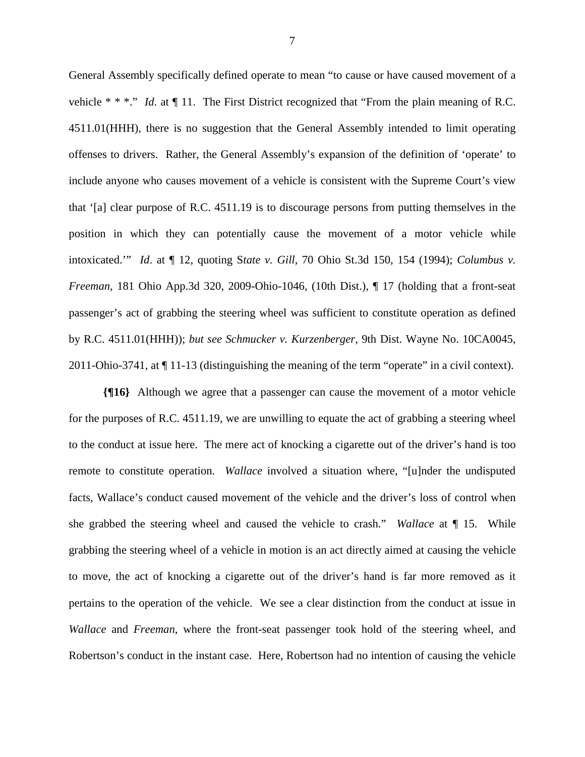General Assembly specifically defined operate to mean "to cause or have caused movement of a vehicle * * *." *Id*. at ¶ 11. The First District recognized that "From the plain meaning of R.C. 4511.01(HHH), there is no suggestion that the General Assembly intended to limit operating offenses to drivers. Rather, the General Assembly's expansion of the definition of 'operate' to include anyone who causes movement of a vehicle is consistent with the Supreme Court's view that '[a] clear purpose of R.C. 4511.19 is to discourage persons from putting themselves in the position in which they can potentially cause the movement of a motor vehicle while intoxicated.'" *Id*. at ¶ 12, quoting S*tate v. Gill*, 70 Ohio St.3d 150, 154 (1994); *Columbus v. Freeman*, 181 Ohio App.3d 320, 2009-Ohio-1046, (10th Dist.), ¶ 17 (holding that a front-seat passenger's act of grabbing the steering wheel was sufficient to constitute operation as defined by R.C. 4511.01(HHH)); *but see Schmucker v. Kurzenberger*, 9th Dist. Wayne No. 10CA0045, 2011-Ohio-3741, at ¶ 11-13 (distinguishing the meaning of the term "operate" in a civil context).

**{¶16}** Although we agree that a passenger can cause the movement of a motor vehicle for the purposes of R.C. 4511.19, we are unwilling to equate the act of grabbing a steering wheel to the conduct at issue here. The mere act of knocking a cigarette out of the driver's hand is too remote to constitute operation. *Wallace* involved a situation where, "[u]nder the undisputed facts, Wallace's conduct caused movement of the vehicle and the driver's loss of control when she grabbed the steering wheel and caused the vehicle to crash." *Wallace* at ¶ 15. While grabbing the steering wheel of a vehicle in motion is an act directly aimed at causing the vehicle to move, the act of knocking a cigarette out of the driver's hand is far more removed as it pertains to the operation of the vehicle. We see a clear distinction from the conduct at issue in *Wallace* and *Freeman*, where the front-seat passenger took hold of the steering wheel, and Robertson's conduct in the instant case. Here, Robertson had no intention of causing the vehicle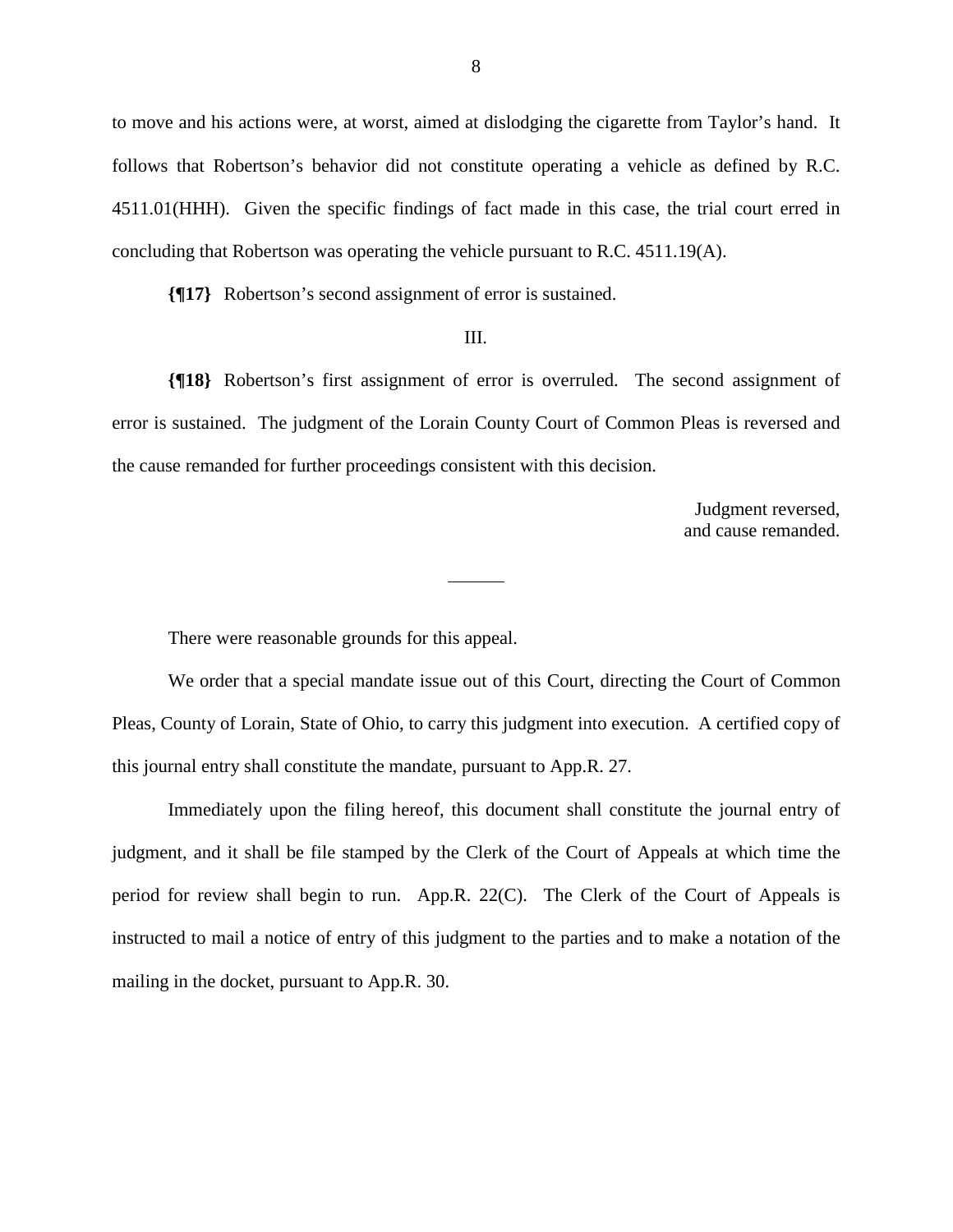to move and his actions were, at worst, aimed at dislodging the cigarette from Taylor's hand. It follows that Robertson's behavior did not constitute operating a vehicle as defined by R.C. 4511.01(HHH). Given the specific findings of fact made in this case, the trial court erred in concluding that Robertson was operating the vehicle pursuant to R.C. 4511.19(A).

**{¶17}** Robertson's second assignment of error is sustained.

III.

**{¶18}** Robertson's first assignment of error is overruled. The second assignment of error is sustained. The judgment of the Lorain County Court of Common Pleas is reversed and the cause remanded for further proceedings consistent with this decision.

Judgment reversed,
and cause remanded.

---

There were reasonable grounds for this appeal.

We order that a special mandate issue out of this Court, directing the Court of Common Pleas, County of Lorain, State of Ohio, to carry this judgment into execution. A certified copy of this journal entry shall constitute the mandate, pursuant to App.R. 27.

Immediately upon the filing hereof, this document shall constitute the journal entry of judgment, and it shall be file stamped by the Clerk of the Court of Appeals at which time the period for review shall begin to run. App.R. 22(C). The Clerk of the Court of Appeals is instructed to mail a notice of entry of this judgment to the parties and to make a notation of the mailing in the docket, pursuant to App.R. 30.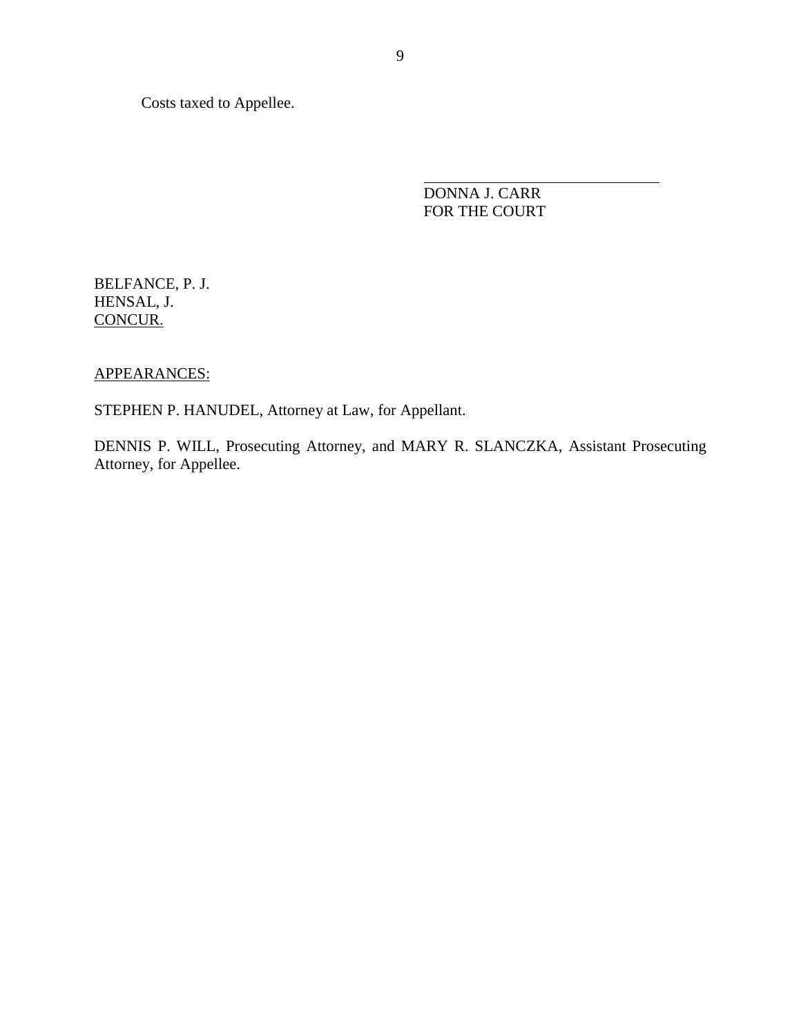Costs taxed to Appellee.

DONNA J. CARR
FOR THE COURT

BELFANCE, P. J.
HENSAL, J.
CONCUR.

APPEARANCES:

STEPHEN P. HANUDEL, Attorney at Law, for Appellant.

DENNIS P. WILL, Prosecuting Attorney, and MARY R. SLANCZKA, Assistant Prosecuting Attorney, for Appellee.